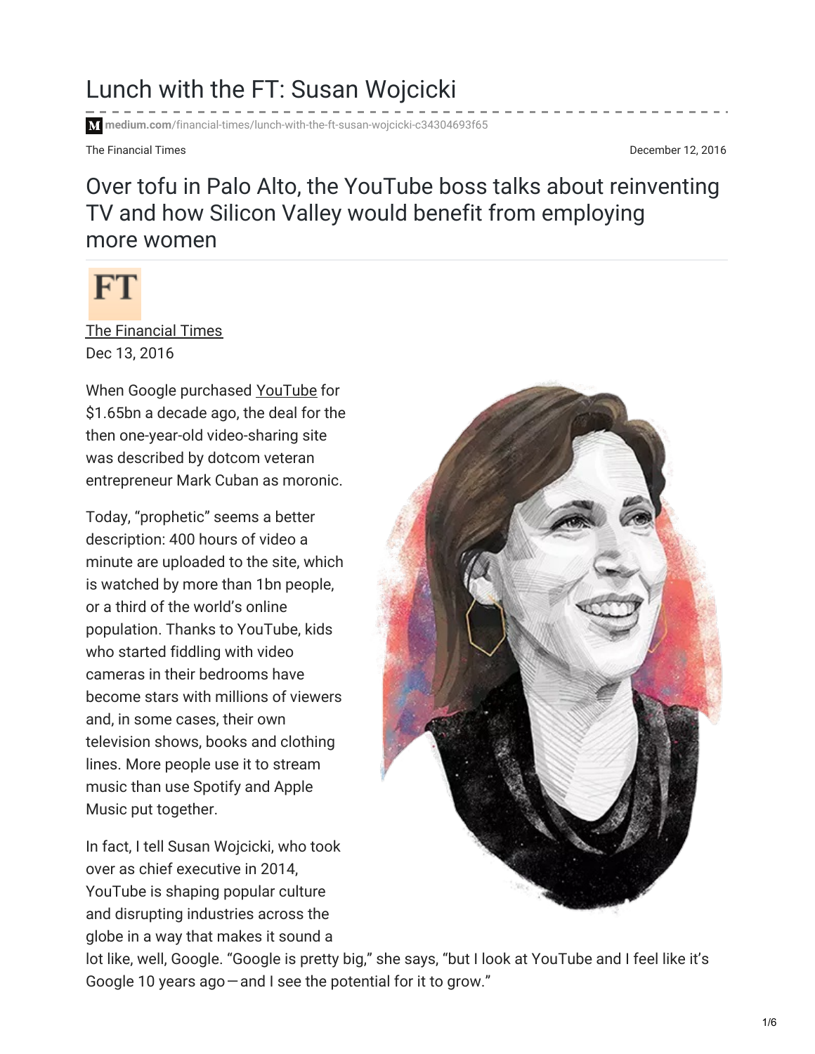# Lunch with the FT: Susan Wojcicki

medium.com/financial-times/lunch-with-the-ft-susan-wojcicki-c34304693f65

The Financial Times — December 12, 2016

## Over tofu in Palo Alto, the YouTube boss talks about reinventing TV and how Silicon Valley would benefit from employing more women

The Financial Times
Dec 13, 2016

When Google purchased YouTube for \$1.65bn a decade ago, the deal for the then one-year-old video-sharing site was described by dotcom veteran entrepreneur Mark Cuban as moronic.

Today, "prophetic" seems a better description: 400 hours of video a minute are uploaded to the site, which is watched by more than 1bn people, or a third of the world's online population. Thanks to YouTube, kids who started fiddling with video cameras in their bedrooms have become stars with millions of viewers and, in some cases, their own television shows, books and clothing lines. More people use it to stream music than use Spotify and Apple Music put together.

In fact, I tell Susan Wojcicki, who took over as chief executive in 2014, YouTube is shaping popular culture and disrupting industries across the globe in a way that makes it sound a lot like, well, Google. "Google is pretty big," she says, "but I look at YouTube and I feel like it's Google 10 years ago — and I see the potential for it to grow."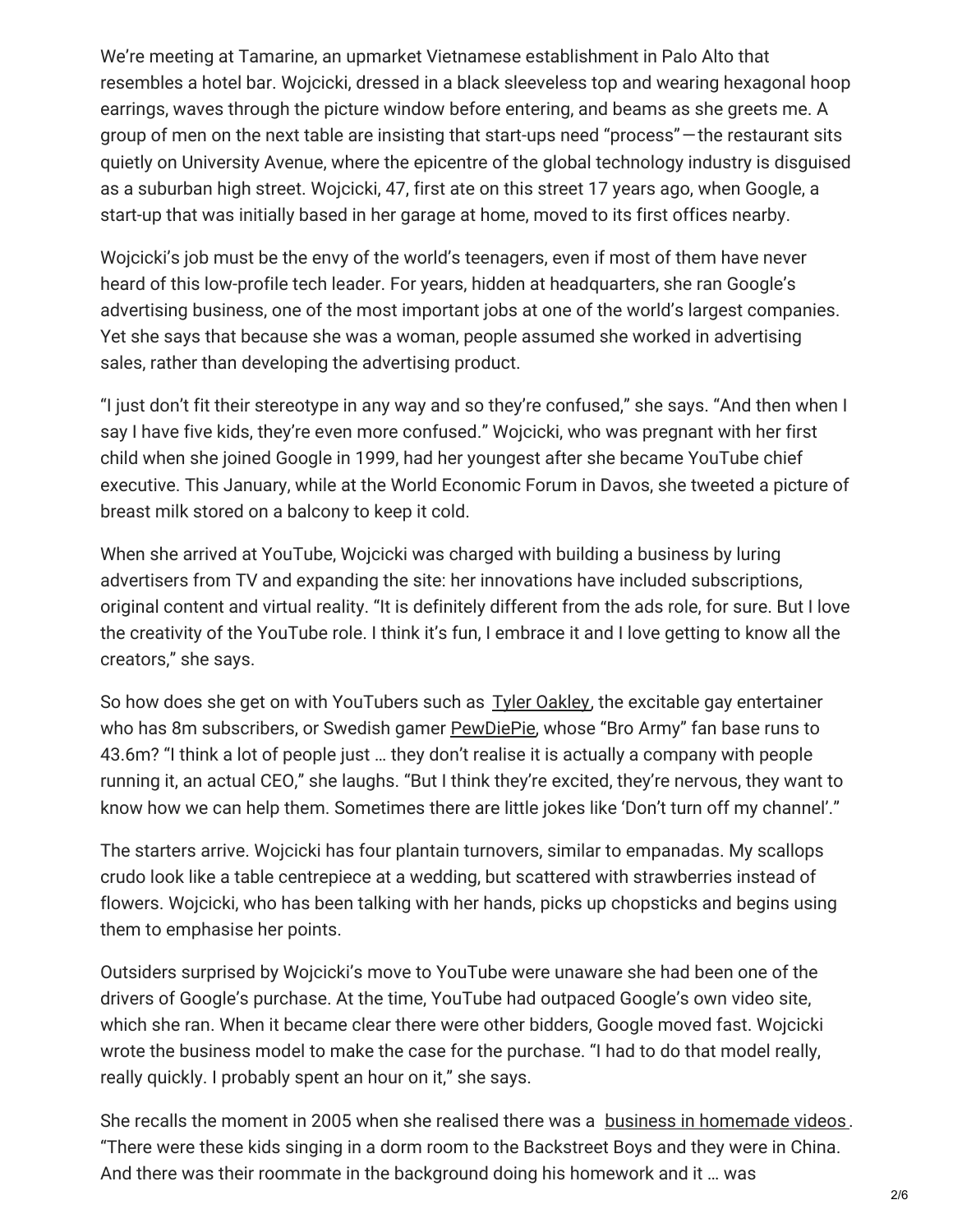We're meeting at Tamarine, an upmarket Vietnamese establishment in Palo Alto that resembles a hotel bar. Wojcicki, dressed in a black sleeveless top and wearing hexagonal hoop earrings, waves through the picture window before entering, and beams as she greets me. A group of men on the next table are insisting that start-ups need "process" — the restaurant sits quietly on University Avenue, where the epicentre of the global technology industry is disguised as a suburban high street. Wojcicki, 47, first ate on this street 17 years ago, when Google, a start-up that was initially based in her garage at home, moved to its first offices nearby.

Wojcicki's job must be the envy of the world's teenagers, even if most of them have never heard of this low-profile tech leader. For years, hidden at headquarters, she ran Google's advertising business, one of the most important jobs at one of the world's largest companies. Yet she says that because she was a woman, people assumed she worked in advertising sales, rather than developing the advertising product.

"I just don't fit their stereotype in any way and so they're confused," she says. "And then when I say I have five kids, they're even more confused." Wojcicki, who was pregnant with her first child when she joined Google in 1999, had her youngest after she became YouTube chief executive. This January, while at the World Economic Forum in Davos, she tweeted a picture of breast milk stored on a balcony to keep it cold.

When she arrived at YouTube, Wojcicki was charged with building a business by luring advertisers from TV and expanding the site: her innovations have included subscriptions, original content and virtual reality. "It is definitely different from the ads role, for sure. But I love the creativity of the YouTube role. I think it's fun, I embrace it and I love getting to know all the creators," she says.

So how does she get on with YouTubers such as Tyler Oakley, the excitable gay entertainer who has 8m subscribers, or Swedish gamer PewDiePie, whose "Bro Army" fan base runs to 43.6m? "I think a lot of people just … they don't realise it is actually a company with people running it, an actual CEO," she laughs. "But I think they're excited, they're nervous, they want to know how we can help them. Sometimes there are little jokes like 'Don't turn off my channel'."

The starters arrive. Wojcicki has four plantain turnovers, similar to empanadas. My scallops crudo look like a table centrepiece at a wedding, but scattered with strawberries instead of flowers. Wojcicki, who has been talking with her hands, picks up chopsticks and begins using them to emphasise her points.

Outsiders surprised by Wojcicki's move to YouTube were unaware she had been one of the drivers of Google's purchase. At the time, YouTube had outpaced Google's own video site, which she ran. When it became clear there were other bidders, Google moved fast. Wojcicki wrote the business model to make the case for the purchase. "I had to do that model really, really quickly. I probably spent an hour on it," she says.

She recalls the moment in 2005 when she realised there was a business in homemade videos. "There were these kids singing in a dorm room to the Backstreet Boys and they were in China. And there was their roommate in the background doing his homework and it … was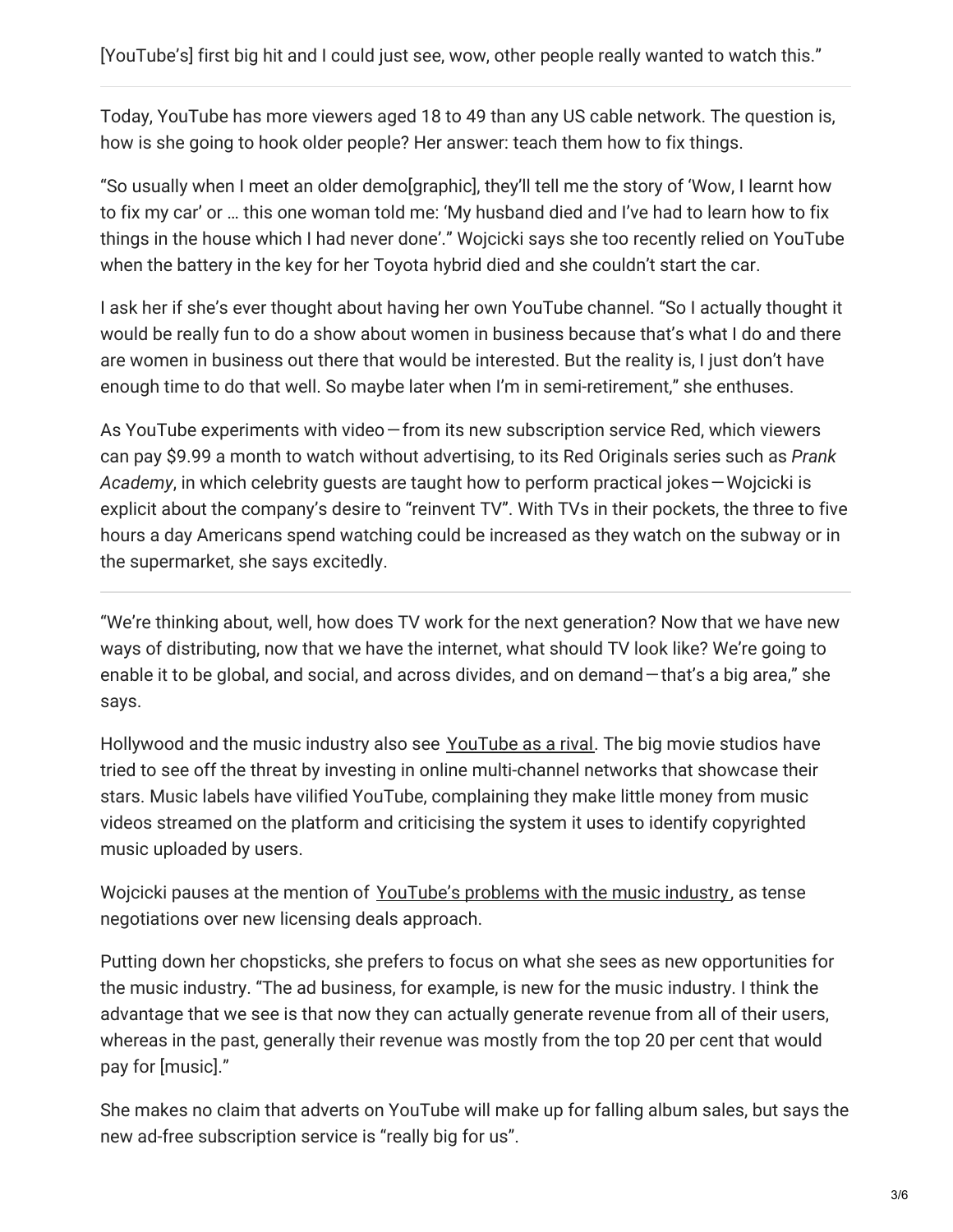[YouTube's] first big hit and I could just see, wow, other people really wanted to watch this."

---

Today, YouTube has more viewers aged 18 to 49 than any US cable network. The question is, how is she going to hook older people? Her answer: teach them how to fix things.

"So usually when I meet an older demo[graphic], they'll tell me the story of 'Wow, I learnt how to fix my car' or … this one woman told me: 'My husband died and I've had to learn how to fix things in the house which I had never done'." Wojcicki says she too recently relied on YouTube when the battery in the key for her Toyota hybrid died and she couldn't start the car.

I ask her if she's ever thought about having her own YouTube channel. "So I actually thought it would be really fun to do a show about women in business because that's what I do and there are women in business out there that would be interested. But the reality is, I just don't have enough time to do that well. So maybe later when I'm in semi-retirement," she enthuses.

As YouTube experiments with video — from its new subscription service Red, which viewers can pay $9.99 a month to watch without advertising, to its Red Originals series such as *Prank Academy*, in which celebrity guests are taught how to perform practical jokes — Wojcicki is explicit about the company's desire to "reinvent TV". With TVs in their pockets, the three to five hours a day Americans spend watching could be increased as they watch on the subway or in the supermarket, she says excitedly.

---

"We're thinking about, well, how does TV work for the next generation? Now that we have new ways of distributing, now that we have the internet, what should TV look like? We're going to enable it to be global, and social, and across divides, and on demand — that's a big area," she says.

Hollywood and the music industry also see YouTube as a rival. The big movie studios have tried to see off the threat by investing in online multi-channel networks that showcase their stars. Music labels have vilified YouTube, complaining they make little money from music videos streamed on the platform and criticising the system it uses to identify copyrighted music uploaded by users.

Wojcicki pauses at the mention of YouTube's problems with the music industry, as tense negotiations over new licensing deals approach.

Putting down her chopsticks, she prefers to focus on what she sees as new opportunities for the music industry. "The ad business, for example, is new for the music industry. I think the advantage that we see is that now they can actually generate revenue from all of their users, whereas in the past, generally their revenue was mostly from the top 20 per cent that would pay for [music]."

She makes no claim that adverts on YouTube will make up for falling album sales, but says the new ad-free subscription service is "really big for us".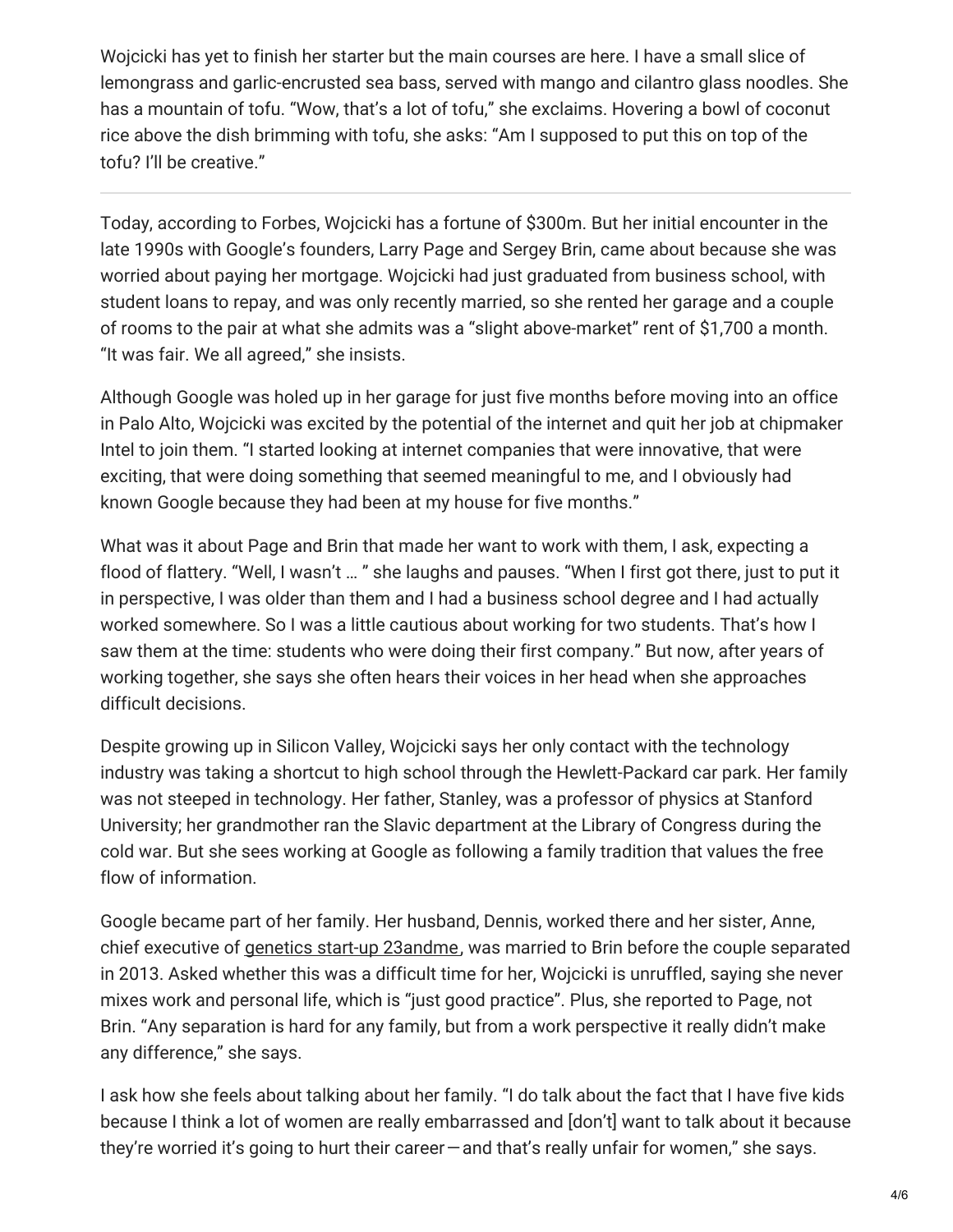Wojcicki has yet to finish her starter but the main courses are here. I have a small slice of lemongrass and garlic-encrusted sea bass, served with mango and cilantro glass noodles. She has a mountain of tofu. "Wow, that's a lot of tofu," she exclaims. Hovering a bowl of coconut rice above the dish brimming with tofu, she asks: "Am I supposed to put this on top of the tofu? I'll be creative."

---

Today, according to Forbes, Wojcicki has a fortune of $300m. But her initial encounter in the late 1990s with Google's founders, Larry Page and Sergey Brin, came about because she was worried about paying her mortgage. Wojcicki had just graduated from business school, with student loans to repay, and was only recently married, so she rented her garage and a couple of rooms to the pair at what she admits was a "slight above-market" rent of $1,700 a month. "It was fair. We all agreed," she insists.

Although Google was holed up in her garage for just five months before moving into an office in Palo Alto, Wojcicki was excited by the potential of the internet and quit her job at chipmaker Intel to join them. "I started looking at internet companies that were innovative, that were exciting, that were doing something that seemed meaningful to me, and I obviously had known Google because they had been at my house for five months."

What was it about Page and Brin that made her want to work with them, I ask, expecting a flood of flattery. "Well, I wasn't … " she laughs and pauses. "When I first got there, just to put it in perspective, I was older than them and I had a business school degree and I had actually worked somewhere. So I was a little cautious about working for two students. That's how I saw them at the time: students who were doing their first company." But now, after years of working together, she says she often hears their voices in her head when she approaches difficult decisions.

Despite growing up in Silicon Valley, Wojcicki says her only contact with the technology industry was taking a shortcut to high school through the Hewlett-Packard car park. Her family was not steeped in technology. Her father, Stanley, was a professor of physics at Stanford University; her grandmother ran the Slavic department at the Library of Congress during the cold war. But she sees working at Google as following a family tradition that values the free flow of information.

Google became part of her family. Her husband, Dennis, worked there and her sister, Anne, chief executive of genetics start-up 23andme, was married to Brin before the couple separated in 2013. Asked whether this was a difficult time for her, Wojcicki is unruffled, saying she never mixes work and personal life, which is "just good practice". Plus, she reported to Page, not Brin. "Any separation is hard for any family, but from a work perspective it really didn't make any difference," she says.

I ask how she feels about talking about her family. "I do talk about the fact that I have five kids because I think a lot of women are really embarrassed and [don't] want to talk about it because they're worried it's going to hurt their career — and that's really unfair for women," she says.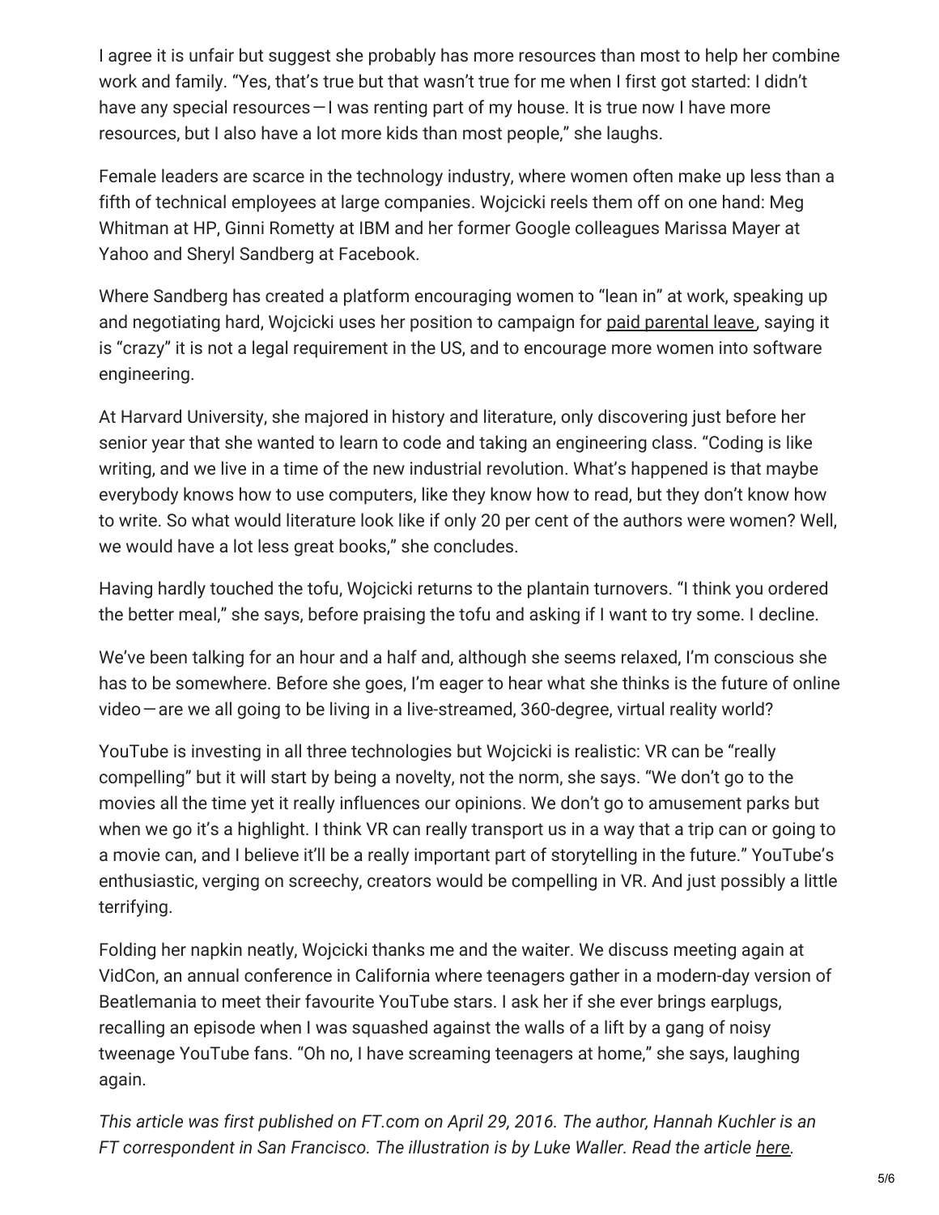I agree it is unfair but suggest she probably has more resources than most to help her combine work and family. “Yes, that’s true but that wasn’t true for me when I first got started: I didn’t have any special resources — I was renting part of my house. It is true now I have more resources, but I also have a lot more kids than most people,” she laughs.

Female leaders are scarce in the technology industry, where women often make up less than a fifth of technical employees at large companies. Wojcicki reels them off on one hand: Meg Whitman at HP, Ginni Rometty at IBM and her former Google colleagues Marissa Mayer at Yahoo and Sheryl Sandberg at Facebook.

Where Sandberg has created a platform encouraging women to “lean in” at work, speaking up and negotiating hard, Wojcicki uses her position to campaign for paid parental leave, saying it is “crazy” it is not a legal requirement in the US, and to encourage more women into software engineering.

At Harvard University, she majored in history and literature, only discovering just before her senior year that she wanted to learn to code and taking an engineering class. “Coding is like writing, and we live in a time of the new industrial revolution. What’s happened is that maybe everybody knows how to use computers, like they know how to read, but they don’t know how to write. So what would literature look like if only 20 per cent of the authors were women? Well, we would have a lot less great books,” she concludes.

Having hardly touched the tofu, Wojcicki returns to the plantain turnovers. “I think you ordered the better meal,” she says, before praising the tofu and asking if I want to try some. I decline.

We’ve been talking for an hour and a half and, although she seems relaxed, I’m conscious she has to be somewhere. Before she goes, I’m eager to hear what she thinks is the future of online video — are we all going to be living in a live-streamed, 360-degree, virtual reality world?

YouTube is investing in all three technologies but Wojcicki is realistic: VR can be “really compelling” but it will start by being a novelty, not the norm, she says. “We don’t go to the movies all the time yet it really influences our opinions. We don’t go to amusement parks but when we go it’s a highlight. I think VR can really transport us in a way that a trip can or going to a movie can, and I believe it’ll be a really important part of storytelling in the future.” YouTube’s enthusiastic, verging on screechy, creators would be compelling in VR. And just possibly a little terrifying.

Folding her napkin neatly, Wojcicki thanks me and the waiter. We discuss meeting again at VidCon, an annual conference in California where teenagers gather in a modern-day version of Beatlemania to meet their favourite YouTube stars. I ask her if she ever brings earplugs, recalling an episode when I was squashed against the walls of a lift by a gang of noisy tweenage YouTube fans. “Oh no, I have screaming teenagers at home,” she says, laughing again.

*This article was first published on FT.com on April 29, 2016. The author, Hannah Kuchler is an FT correspondent in San Francisco. The illustration is by Luke Waller. Read the article here.*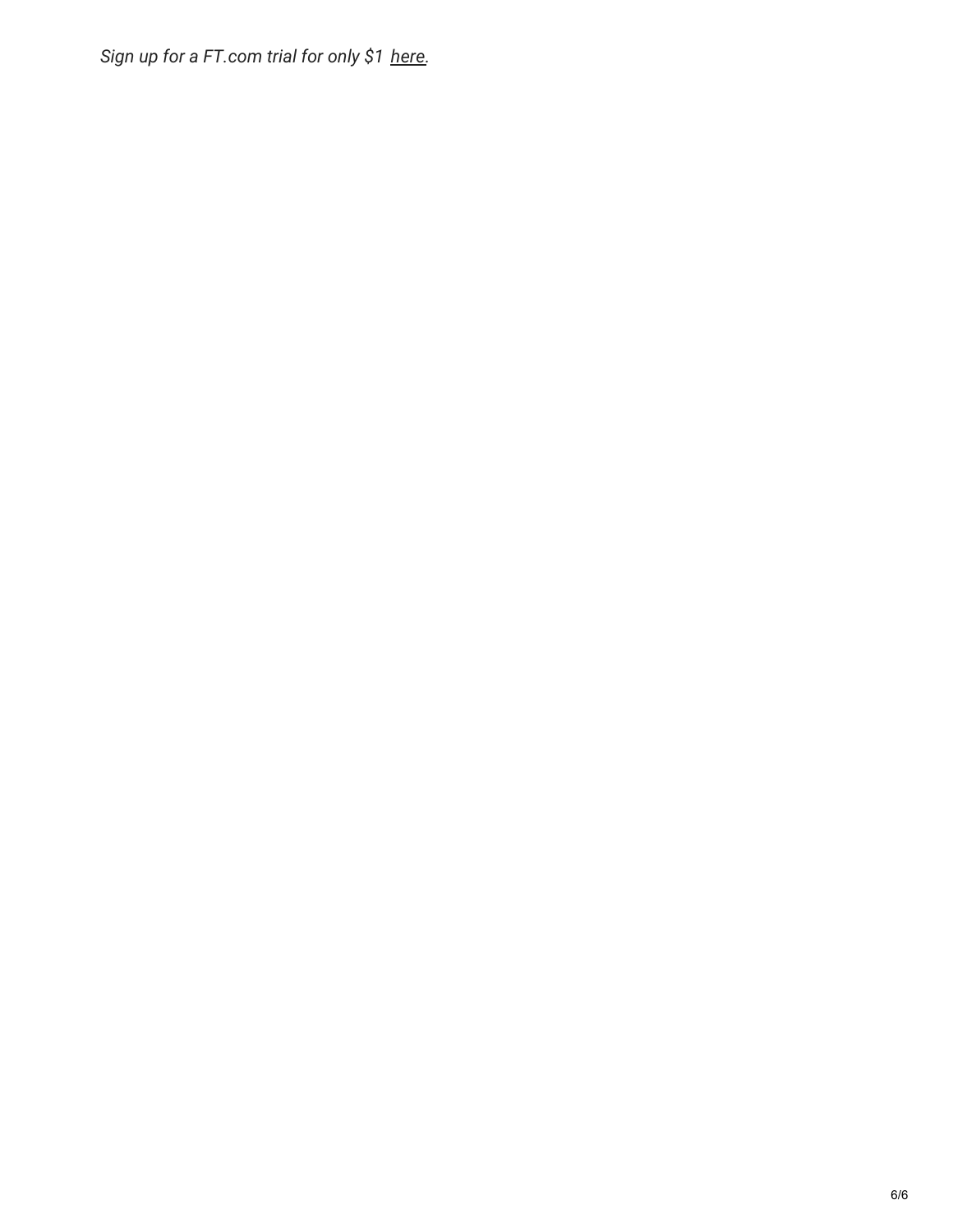*Sign up for a FT.com trial for only $1 here.*